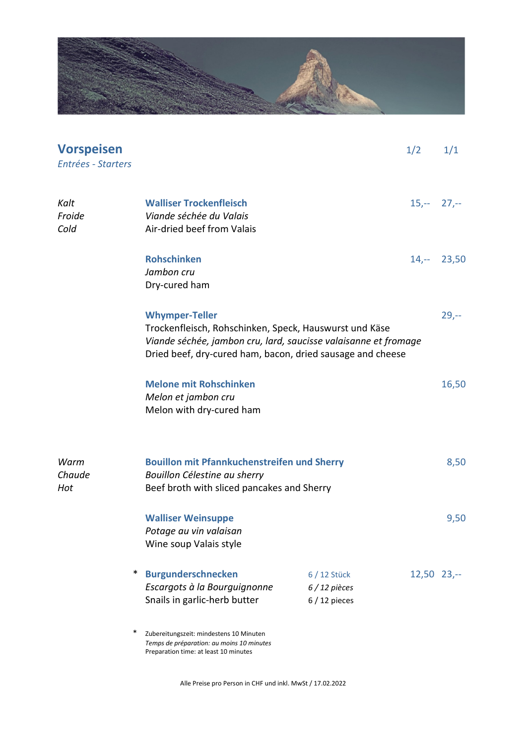## Vorspeisen

*Entrées - Starters*

| | | | 1/2 | 1/1 |
|---|---|---|---|---|
| *Kalt*<br>*Froide*<br>*Cold* | **Walliser Trockenfleisch**<br>*Viande séchée du Valais*<br>Air-dried beef from Valais | | 15,-- | 27,-- |
| | **Rohschinken**<br>*Jambon cru*<br>Dry-cured ham | | 14,-- | 23,50 |
| | **Whymper-Teller**<br>Trockenfleisch, Rohschinken, Speck, Hauswurst und Käse<br>*Viande séchée, jambon cru, lard, saucisse valaisanne et fromage*<br>Dried beef, dry-cured ham, bacon, dried sausage and cheese | | | 29,-- |
| | **Melone mit Rohschinken**<br>*Melon et jambon cru*<br>Melon with dry-cured ham | | | 16,50 |
| *Warm*<br>*Chaude*<br>*Hot* | **Bouillon mit Pfannkuchenstreifen und Sherry**<br>*Bouillon Célestine au sherry*<br>Beef broth with sliced pancakes and Sherry | | | 8,50 |
| | **Walliser Weinsuppe**<br>*Potage au vin valaisan*<br>Wine soup Valais style | | | 9,50 |
| | * **Burgunderschnecken**<br>*Escargots à la Bourguignonne*<br>Snails in garlic-herb butter | 6 / 12 Stück<br>*6 / 12 pièces*<br>6 / 12 pieces | 12,50 | 23,-- |

\* Zubereitungszeit: mindestens 10 Minuten
*Temps de préparation: au moins 10 minutes*
Preparation time: at least 10 minutes

Alle Preise pro Person in CHF und inkl. MwSt / 17.02.2022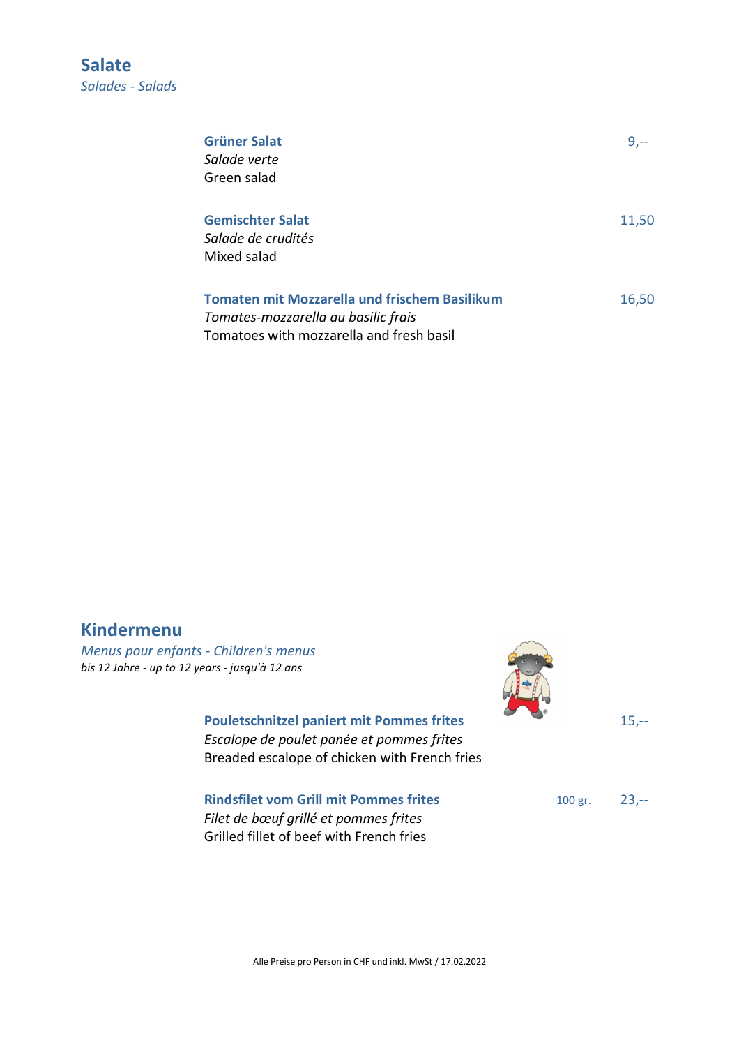## Salate

*Salades - Salads*

**Grüner Salat** 9,--
*Salade verte*
Green salad

**Gemischter Salat** 11,50
*Salade de crudités*
Mixed salad

**Tomaten mit Mozzarella und frischem Basilikum** 16,50
*Tomates-mozzarella au basilic frais*
Tomatoes with mozzarella and fresh basil

## Kindermenu

*Menus pour enfants - Children's menus*

*bis 12 Jahre - up to 12 years - jusqu'à 12 ans*

**Pouletschnitzel paniert mit Pommes frites** 15,--
*Escalope de poulet panée et pommes frites*
Breaded escalope of chicken with French fries

**Rindsfilet vom Grill mit Pommes frites** 100 gr. 23,--
*Filet de bœuf grillé et pommes frites*
Grilled fillet of beef with French fries

Alle Preise pro Person in CHF und inkl. MwSt / 17.02.2022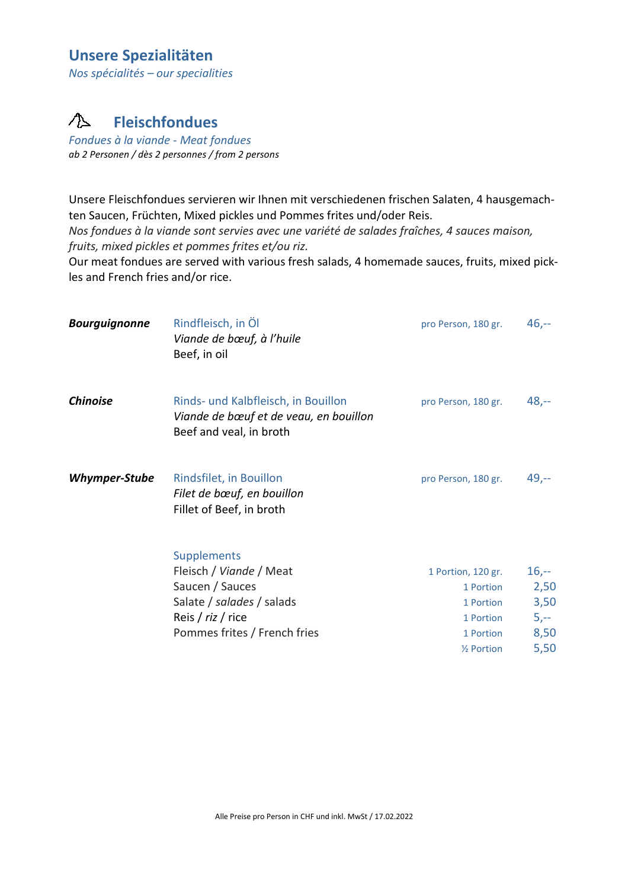# Unsere Spezialitäten

*Nos spécialités – our specialities*

## Fleischfondues

*Fondues à la viande - Meat fondues*

*ab 2 Personen / dès 2 personnes / from 2 persons*

Unsere Fleischfondues servieren wir Ihnen mit verschiedenen frischen Salaten, 4 hausgemachten Saucen, Früchten, Mixed pickles und Pommes frites und/oder Reis.
*Nos fondues à la viande sont servies avec une variété de salades fraîches, 4 sauces maison, fruits, mixed pickles et pommes frites et/ou riz.*
Our meat fondues are served with various fresh salads, 4 homemade sauces, fruits, mixed pickles and French fries and/or rice.

| | | | |
|---|---|---|---|
| ***Bourguignonne*** | Rindfleisch, in Öl<br>*Viande de bœuf, à l'huile*<br>Beef, in oil | pro Person, 180 gr. | 46,-- |
| ***Chinoise*** | Rinds- und Kalbfleisch, in Bouillon<br>*Viande de bœuf et de veau, en bouillon*<br>Beef and veal, in broth | pro Person, 180 gr. | 48,-- |
| ***Whymper-Stube*** | Rindsfilet, in Bouillon<br>*Filet de bœuf, en bouillon*<br>Fillet of Beef, in broth | pro Person, 180 gr. | 49,-- |

| Supplements | | |
|---|---|---|
| Fleisch / *Viande* / Meat | 1 Portion, 120 gr. | 16,-- |
| Saucen / Sauces | 1 Portion | 2,50 |
| Salate / *salades* / salads | 1 Portion | 3,50 |
| Reis / *riz* / rice | 1 Portion | 5,-- |
| Pommes frites / French fries | 1 Portion | 8,50 |
| | ½ Portion | 5,50 |

Alle Preise pro Person in CHF und inkl. MwSt / 17.02.2022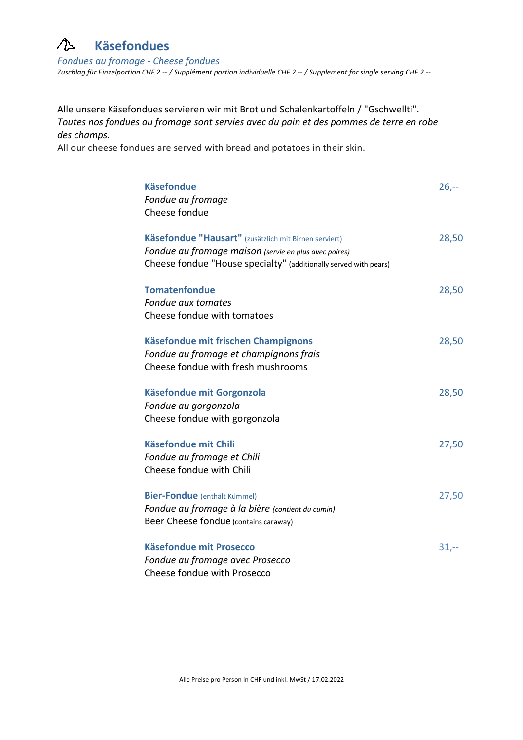# Käsefondues

*Fondues au fromage - Cheese fondues*

*Zuschlag für Einzelportion CHF 2.-- / Supplément portion individuelle CHF 2.-- / Supplement for single serving CHF 2.--*

Alle unsere Käsefondues servieren wir mit Brot und Schalenkartoffeln / "Gschwellti".
*Toutes nos fondues au fromage sont servies avec du pain et des pommes de terre en robe des champs.*
All our cheese fondues are served with bread and potatoes in their skin.

**Käsefondue** — 26,--
*Fondue au fromage*
Cheese fondue

**Käsefondue "Hausart"** (zusätzlich mit Birnen serviert) — 28,50
*Fondue au fromage maison (servie en plus avec poires)*
Cheese fondue "House specialty" (additionally served with pears)

**Tomatenfondue** — 28,50
*Fondue aux tomates*
Cheese fondue with tomatoes

**Käsefondue mit frischen Champignons** — 28,50
*Fondue au fromage et champignons frais*
Cheese fondue with fresh mushrooms

**Käsefondue mit Gorgonzola** — 28,50
*Fondue au gorgonzola*
Cheese fondue with gorgonzola

**Käsefondue mit Chili** — 27,50
*Fondue au fromage et Chili*
Cheese fondue with Chili

**Bier-Fondue** (enthält Kümmel) — 27,50
*Fondue au fromage à la bière (contient du cumin)*
Beer Cheese fondue (contains caraway)

**Käsefondue mit Prosecco** — 31,--
*Fondue au fromage avec Prosecco*
Cheese fondue with Prosecco

Alle Preise pro Person in CHF und inkl. MwSt / 17.02.2022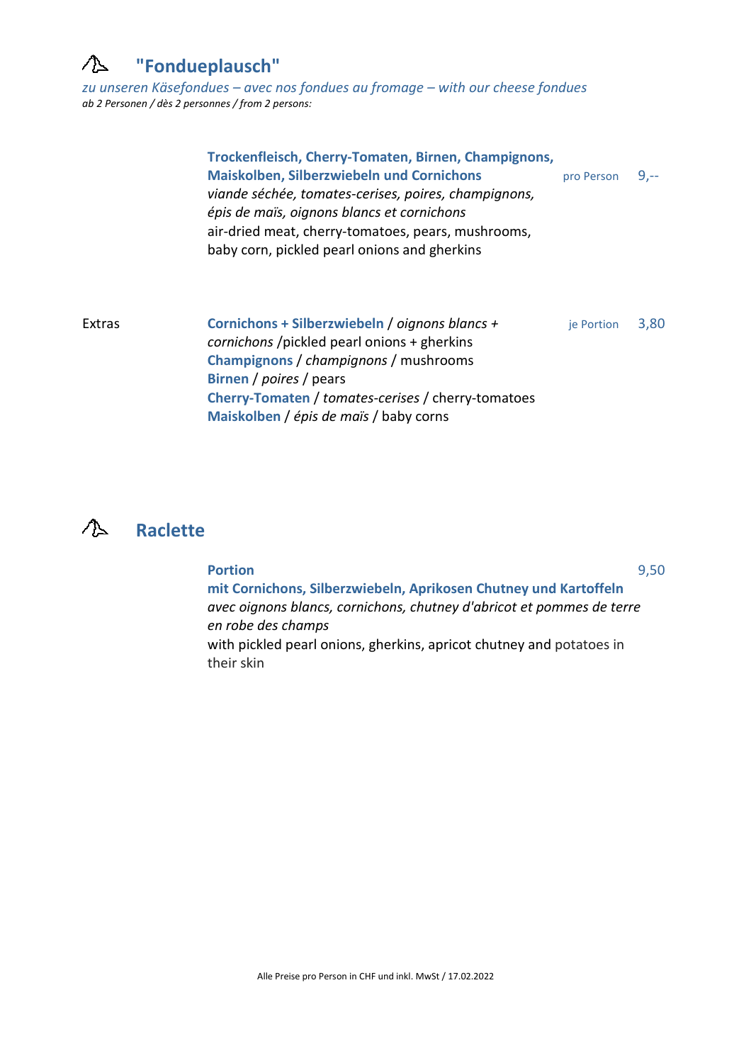## "Fondueplausch"

*zu unseren Käsefondues – avec nos fondues au fromage – with our cheese fondues*
*ab 2 Personen / dès 2 personnes / from 2 persons:*

**Trockenfleisch, Cherry-Tomaten, Birnen, Champignons, Maiskolben, Silberzwiebeln und Cornichons** — pro Person 9,--
*viande séchée, tomates-cerises, poires, champignons, épis de maïs, oignons blancs et cornichons*
air-dried meat, cherry-tomatoes, pears, mushrooms, baby corn, pickled pearl onions and gherkins

Extras — je Portion 3,80

**Cornichons + Silberzwiebeln** / *oignons blancs + cornichons* /pickled pearl onions + gherkins
**Champignons** / *champignons* / mushrooms
**Birnen** / *poires* / pears
**Cherry-Tomaten** / *tomates-cerises* / cherry-tomatoes
**Maiskolben** / *épis de maïs* / baby corns

## Raclette

**Portion** — 9,50
**mit Cornichons, Silberzwiebeln, Aprikosen Chutney und Kartoffeln**
*avec oignons blancs, cornichons, chutney d'abricot et pommes de terre en robe des champs*
with pickled pearl onions, gherkins, apricot chutney and potatoes in their skin

Alle Preise pro Person in CHF und inkl. MwSt / 17.02.2022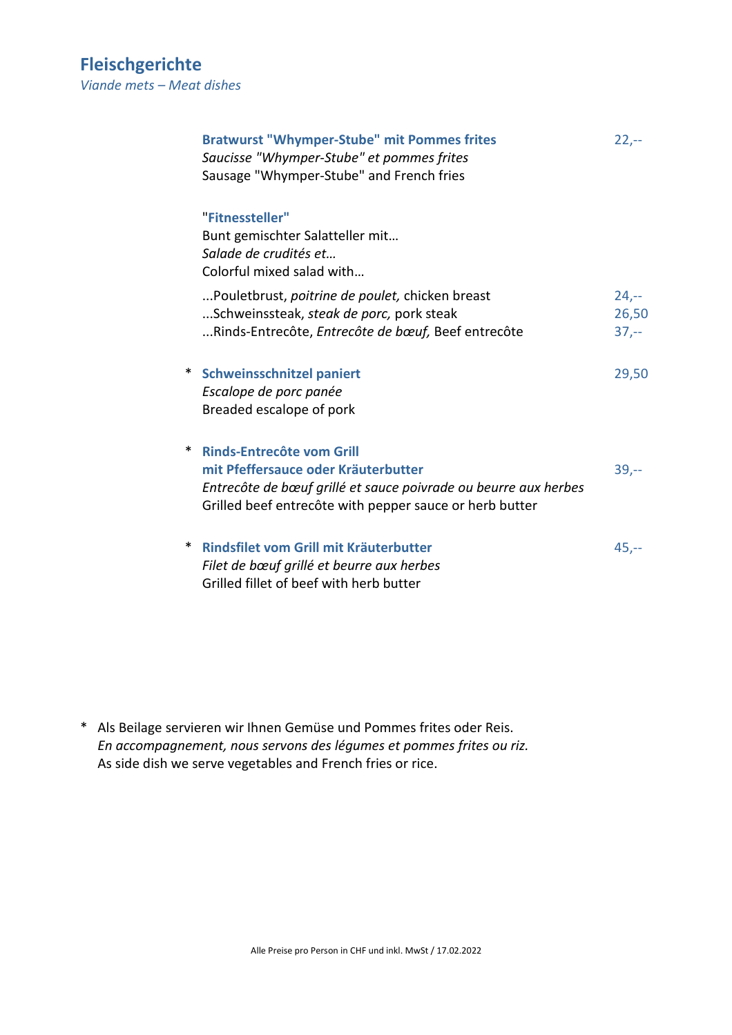# Fleischgerichte

*Viande mets – Meat dishes*

**Bratwurst "Whymper-Stube" mit Pommes frites** 22,--
*Saucisse "Whymper-Stube" et pommes frites*
Sausage "Whymper-Stube" and French fries

"**Fitnessteller**"
Bunt gemischter Salatteller mit…
*Salade de crudités et…*
Colorful mixed salad with…

...Pouletbrust, *poitrine de poulet,* chicken breast 24,--
...Schweinssteak, *steak de porc,* pork steak 26,50
...Rinds-Entrecôte, *Entrecôte de bœuf,* Beef entrecôte 37,--

\* **Schweinsschnitzel paniert** 29,50
*Escalope de porc panée*
Breaded escalope of pork

\* **Rinds-Entrecôte vom Grill**
**mit Pfeffersauce oder Kräuterbutter** 39,--
*Entrecôte de bœuf grillé et sauce poivrade ou beurre aux herbes*
Grilled beef entrecôte with pepper sauce or herb butter

\* **Rindsfilet vom Grill mit Kräuterbutter** 45,--
*Filet de bœuf grillé et beurre aux herbes*
Grilled fillet of beef with herb butter

\* Als Beilage servieren wir Ihnen Gemüse und Pommes frites oder Reis.
*En accompagnement, nous servons des légumes et pommes frites ou riz.*
As side dish we serve vegetables and French fries or rice.

Alle Preise pro Person in CHF und inkl. MwSt / 17.02.2022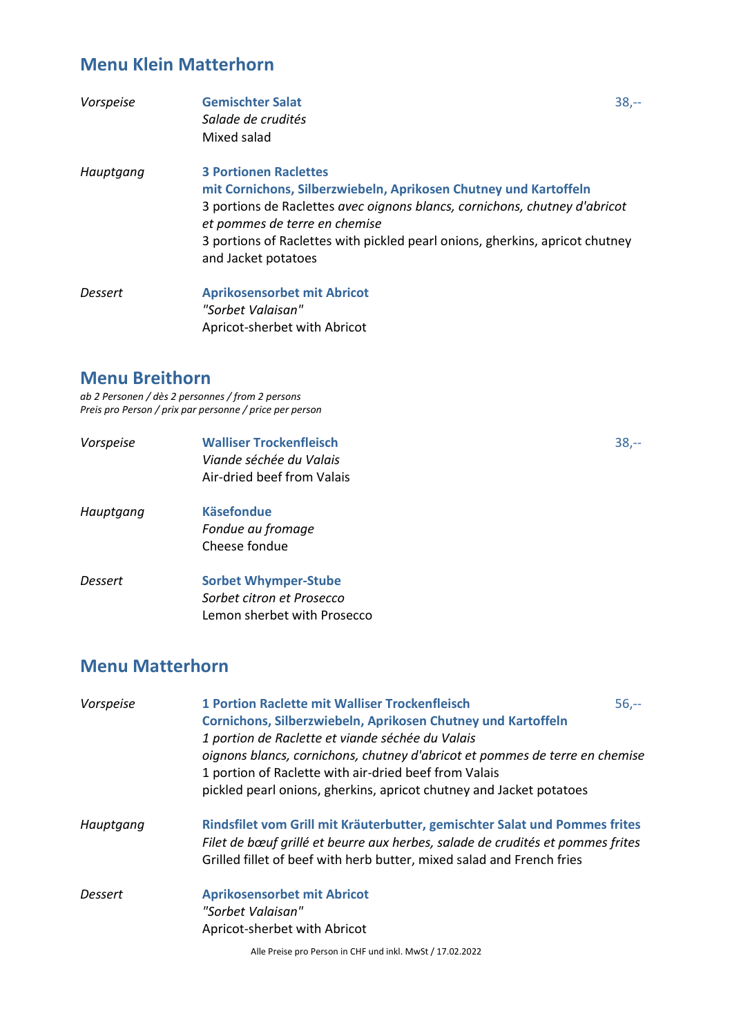## Menu Klein Matterhorn

*Vorspeise*

**Gemischter Salat**
*Salade de crudités*
Mixed salad

38,--

*Hauptgang*

**3 Portionen Raclettes**
**mit Cornichons, Silberzwiebeln, Aprikosen Chutney und Kartoffeln**
3 portions de Raclettes *avec oignons blancs, cornichons, chutney d'abricot et pommes de terre en chemise*
3 portions of Raclettes with pickled pearl onions, gherkins, apricot chutney and Jacket potatoes

*Dessert*

**Aprikosensorbet mit Abricot**
*"Sorbet Valaisan"*
Apricot-sherbet with Abricot

## Menu Breithorn

*ab 2 Personen / dès 2 personnes / from 2 persons*
*Preis pro Person / prix par personne / price per person*

*Vorspeise*

**Walliser Trockenfleisch**
*Viande séchée du Valais*
Air-dried beef from Valais

38,--

*Hauptgang*

**Käsefondue**
*Fondue au fromage*
Cheese fondue

*Dessert*

**Sorbet Whymper-Stube**
*Sorbet citron et Prosecco*
Lemon sherbet with Prosecco

## Menu Matterhorn

*Vorspeise*

**1 Portion Raclette mit Walliser Trockenfleisch**
**Cornichons, Silberzwiebeln, Aprikosen Chutney und Kartoffeln**
*1 portion de Raclette et viande séchée du Valais*
*oignons blancs, cornichons, chutney d'abricot et pommes de terre en chemise*
1 portion of Raclette with air-dried beef from Valais
pickled pearl onions, gherkins, apricot chutney and Jacket potatoes

56,--

*Hauptgang*

**Rindsfilet vom Grill mit Kräuterbutter, gemischter Salat und Pommes frites**
*Filet de bœuf grillé et beurre aux herbes, salade de crudités et pommes frites*
Grilled fillet of beef with herb butter, mixed salad and French fries

*Dessert*

**Aprikosensorbet mit Abricot**
*"Sorbet Valaisan"*
Apricot-sherbet with Abricot

Alle Preise pro Person in CHF und inkl. MwSt / 17.02.2022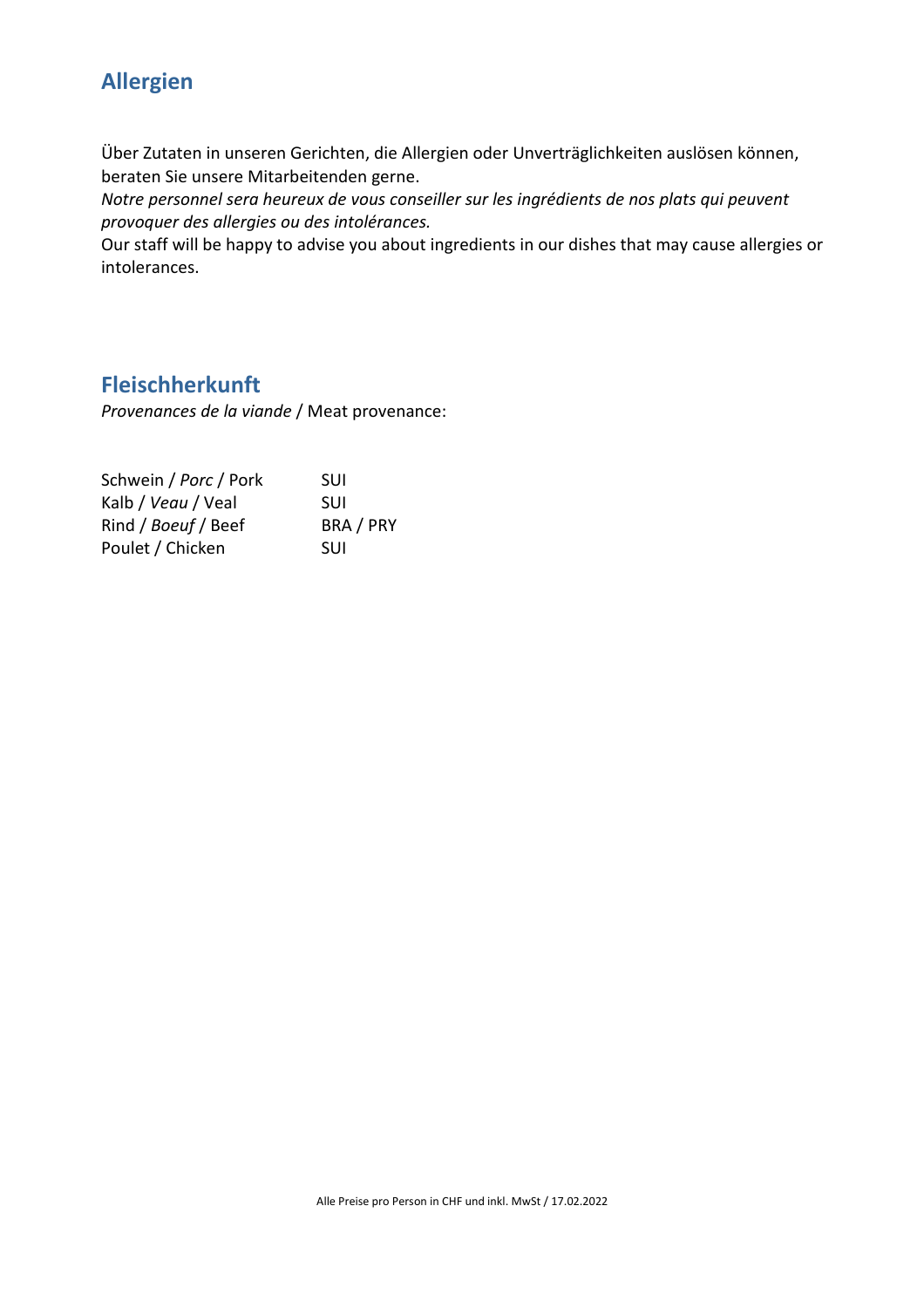## Allergien

Über Zutaten in unseren Gerichten, die Allergien oder Unverträglichkeiten auslösen können, beraten Sie unsere Mitarbeitenden gerne.
*Notre personnel sera heureux de vous conseiller sur les ingrédients de nos plats qui peuvent provoquer des allergies ou des intolérances.*
Our staff will be happy to advise you about ingredients in our dishes that may cause allergies or intolerances.

## Fleischherkunft

*Provenances de la viande* / Meat provenance:

| | |
|---|---|
| Schwein / *Porc* / Pork | SUI |
| Kalb / *Veau* / Veal | SUI |
| Rind / *Boeuf* / Beef | BRA / PRY |
| Poulet / Chicken | SUI |

Alle Preise pro Person in CHF und inkl. MwSt / 17.02.2022